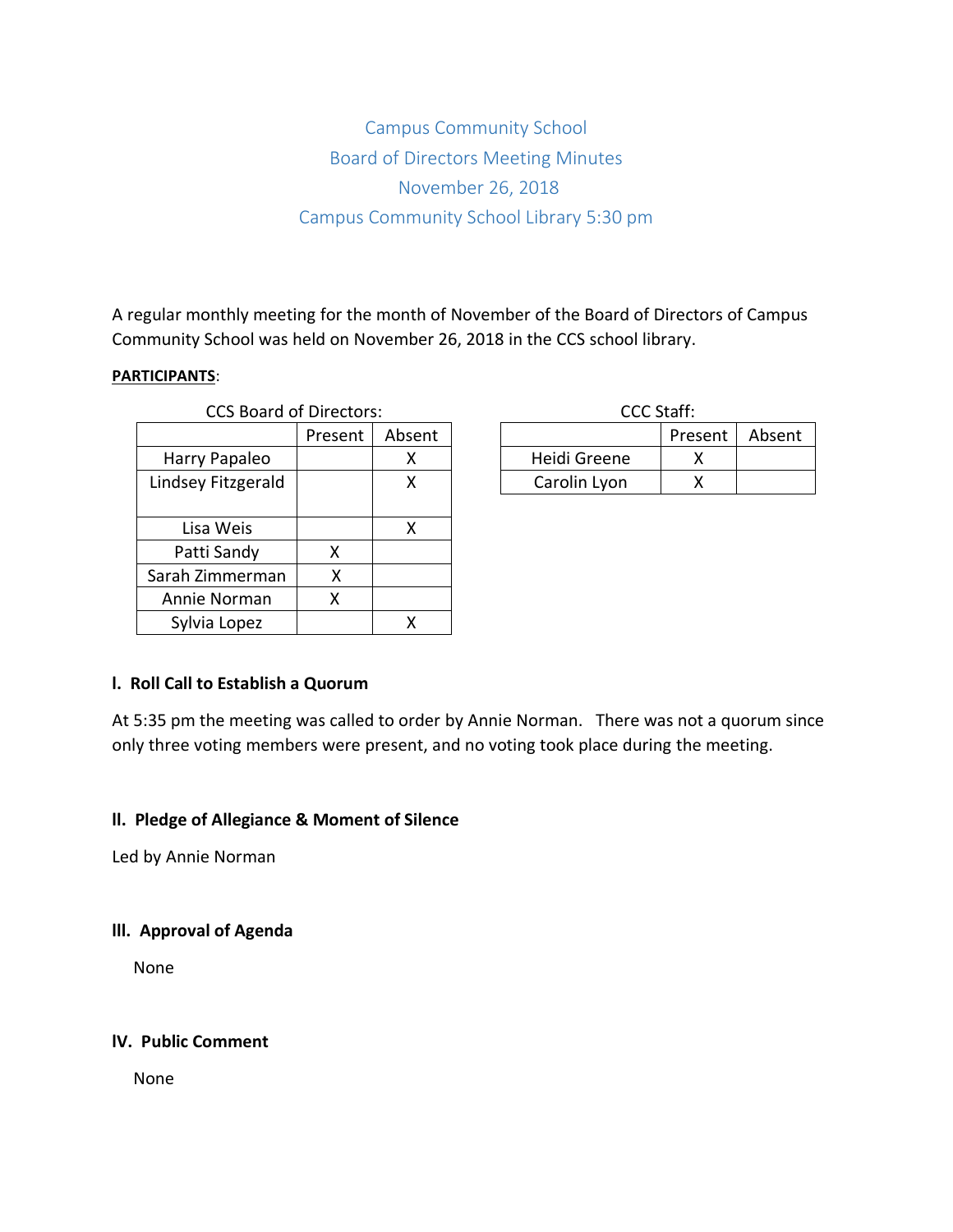# Campus Community School
## Board of Directors Meeting Minutes
## November 26, 2018
## Campus Community School Library 5:30 pm

A regular monthly meeting for the month of November of the Board of Directors of Campus Community School was held on November 26, 2018 in the CCS school library.

**PARTICIPANTS**:

CCS Board of Directors:

| | Present | Absent |
|---|---|---|
| Harry Papaleo | | X |
| Lindsey Fitzgerald | | X |
| Lisa Weis | | X |
| Patti Sandy | X | |
| Sarah Zimmerman | X | |
| Annie Norman | X | |
| Sylvia Lopez | | X |

CCC Staff:

| | Present | Absent |
|---|---|---|
| Heidi Greene | X | |
| Carolin Lyon | X | |

### I. Roll Call to Establish a Quorum

At 5:35 pm the meeting was called to order by Annie Norman. There was not a quorum since only three voting members were present, and no voting took place during the meeting.

### II. Pledge of Allegiance & Moment of Silence

Led by Annie Norman

### III. Approval of Agenda

None

### IV. Public Comment

None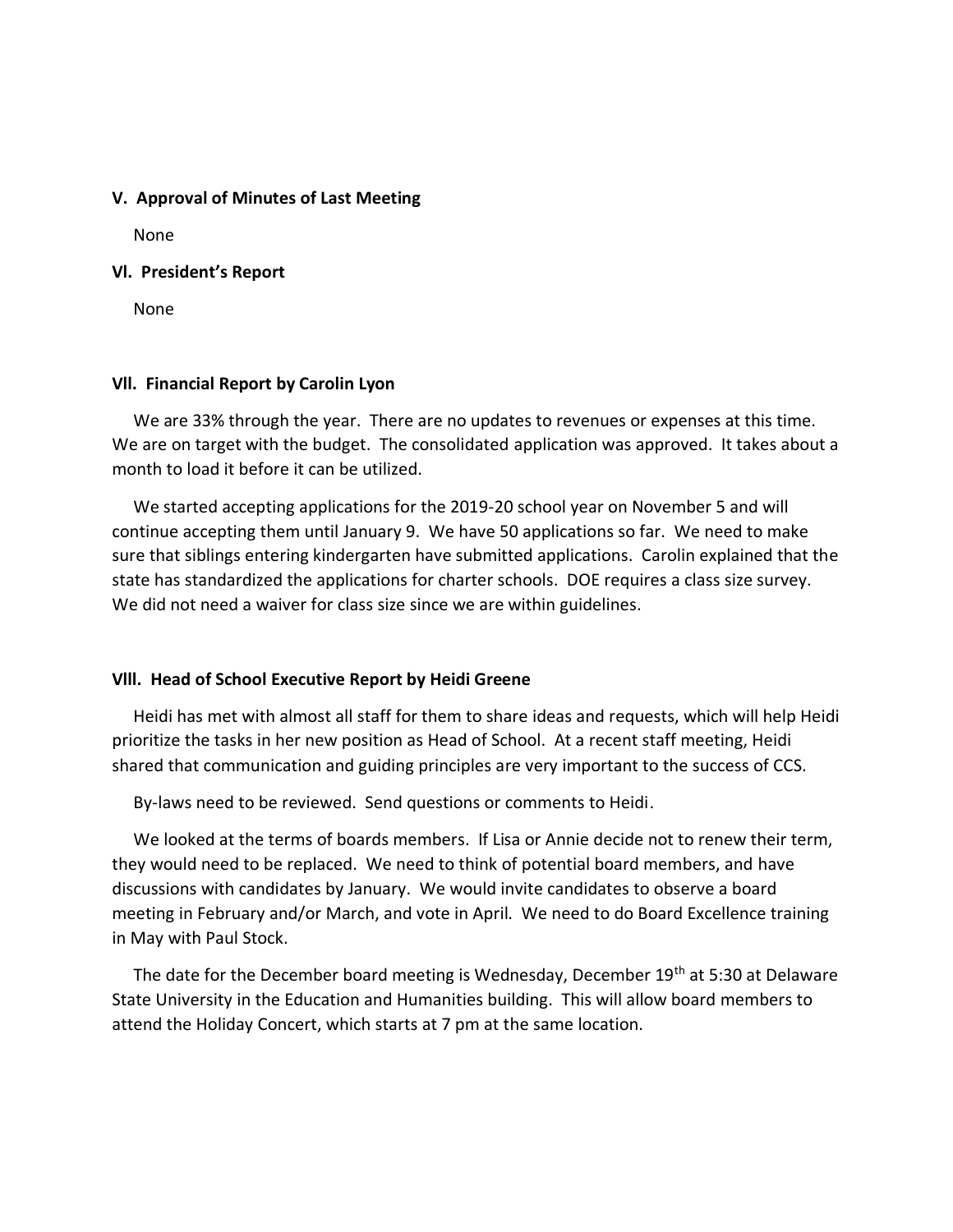**V. Approval of Minutes of Last Meeting**

None

**Vl. President's Report**

None

**Vll. Financial Report by Carolin Lyon**

We are 33% through the year. There are no updates to revenues or expenses at this time. We are on target with the budget. The consolidated application was approved. It takes about a month to load it before it can be utilized.

We started accepting applications for the 2019-20 school year on November 5 and will continue accepting them until January 9. We have 50 applications so far. We need to make sure that siblings entering kindergarten have submitted applications. Carolin explained that the state has standardized the applications for charter schools. DOE requires a class size survey. We did not need a waiver for class size since we are within guidelines.

**Vlll. Head of School Executive Report by Heidi Greene**

Heidi has met with almost all staff for them to share ideas and requests, which will help Heidi prioritize the tasks in her new position as Head of School. At a recent staff meeting, Heidi shared that communication and guiding principles are very important to the success of CCS.

By-laws need to be reviewed. Send questions or comments to Heidi.

We looked at the terms of boards members. If Lisa or Annie decide not to renew their term, they would need to be replaced. We need to think of potential board members, and have discussions with candidates by January. We would invite candidates to observe a board meeting in February and/or March, and vote in April. We need to do Board Excellence training in May with Paul Stock.

The date for the December board meeting is Wednesday, December 19th at 5:30 at Delaware State University in the Education and Humanities building. This will allow board members to attend the Holiday Concert, which starts at 7 pm at the same location.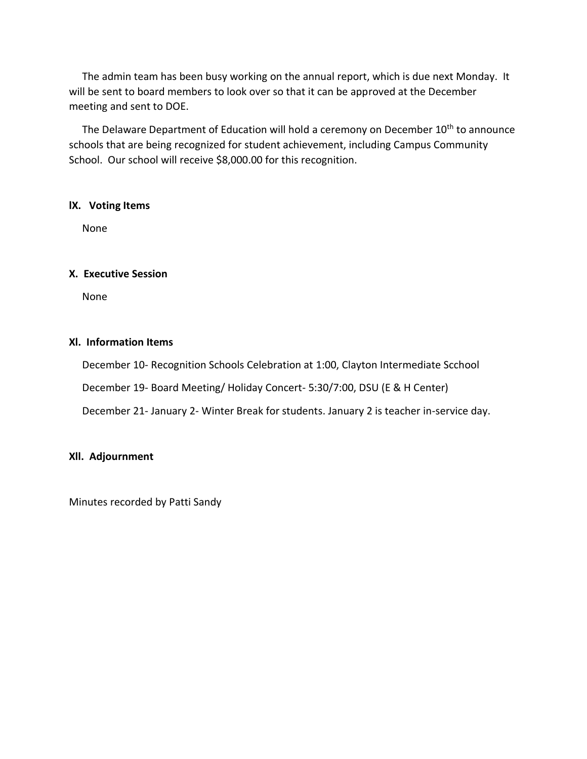The admin team has been busy working on the annual report, which is due next Monday. It will be sent to board members to look over so that it can be approved at the December meeting and sent to DOE.

The Delaware Department of Education will hold a ceremony on December 10th to announce schools that are being recognized for student achievement, including Campus Community School. Our school will receive $8,000.00 for this recognition.

**lX. Voting Items**

None

**X. Executive Session**

None

**Xl. Information Items**

December 10- Recognition Schools Celebration at 1:00, Clayton Intermediate Scchool

December 19- Board Meeting/ Holiday Concert- 5:30/7:00, DSU (E & H Center)

December 21- January 2- Winter Break for students. January 2 is teacher in-service day.

**Xll. Adjournment**

Minutes recorded by Patti Sandy